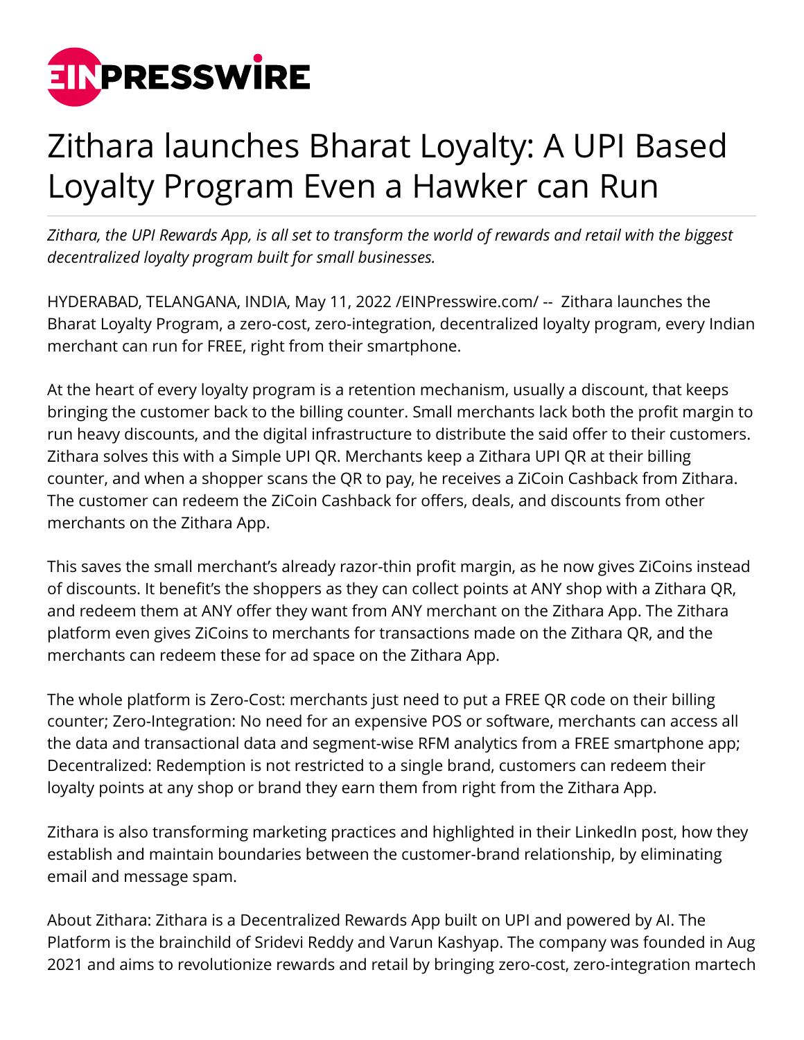# Zithara launches Bharat Loyalty: A UPI Based Loyalty Program Even a Hawker can Run

*Zithara, the UPI Rewards App, is all set to transform the world of rewards and retail with the biggest decentralized loyalty program built for small businesses.*

HYDERABAD, TELANGANA, INDIA, May 11, 2022 /EINPresswire.com/ -- Zithara launches the Bharat Loyalty Program, a zero-cost, zero-integration, decentralized loyalty program, every Indian merchant can run for FREE, right from their smartphone.

At the heart of every loyalty program is a retention mechanism, usually a discount, that keeps bringing the customer back to the billing counter. Small merchants lack both the profit margin to run heavy discounts, and the digital infrastructure to distribute the said offer to their customers. Zithara solves this with a Simple UPI QR. Merchants keep a Zithara UPI QR at their billing counter, and when a shopper scans the QR to pay, he receives a ZiCoin Cashback from Zithara. The customer can redeem the ZiCoin Cashback for offers, deals, and discounts from other merchants on the Zithara App.

This saves the small merchant's already razor-thin profit margin, as he now gives ZiCoins instead of discounts. It benefit's the shoppers as they can collect points at ANY shop with a Zithara QR, and redeem them at ANY offer they want from ANY merchant on the Zithara App. The Zithara platform even gives ZiCoins to merchants for transactions made on the Zithara QR, and the merchants can redeem these for ad space on the Zithara App.

The whole platform is Zero-Cost: merchants just need to put a FREE QR code on their billing counter; Zero-Integration: No need for an expensive POS or software, merchants can access all the data and transactional data and segment-wise RFM analytics from a FREE smartphone app; Decentralized: Redemption is not restricted to a single brand, customers can redeem their loyalty points at any shop or brand they earn them from right from the Zithara App.

Zithara is also transforming marketing practices and highlighted in their LinkedIn post, how they establish and maintain boundaries between the customer-brand relationship, by eliminating email and message spam.

About Zithara: Zithara is a Decentralized Rewards App built on UPI and powered by AI. The Platform is the brainchild of Sridevi Reddy and Varun Kashyap. The company was founded in Aug 2021 and aims to revolutionize rewards and retail by bringing zero-cost, zero-integration martech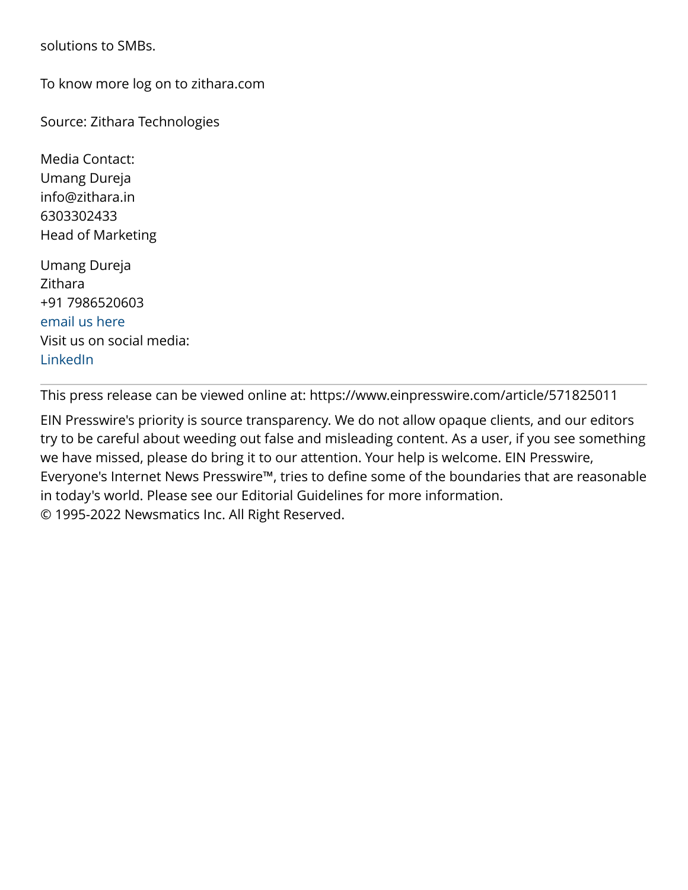solutions to SMBs.

To know more log on to zithara.com

Source: Zithara Technologies

Media Contact:
Umang Dureja
info@zithara.in
6303302433
Head of Marketing

Umang Dureja
Zithara
+91 7986520603
email us here
Visit us on social media:
LinkedIn

---

This press release can be viewed online at: https://www.einpresswire.com/article/571825011

EIN Presswire's priority is source transparency. We do not allow opaque clients, and our editors try to be careful about weeding out false and misleading content. As a user, if you see something we have missed, please do bring it to our attention. Your help is welcome. EIN Presswire, Everyone's Internet News Presswire™, tries to define some of the boundaries that are reasonable in today's world. Please see our Editorial Guidelines for more information.
© 1995-2022 Newsmatics Inc. All Right Reserved.